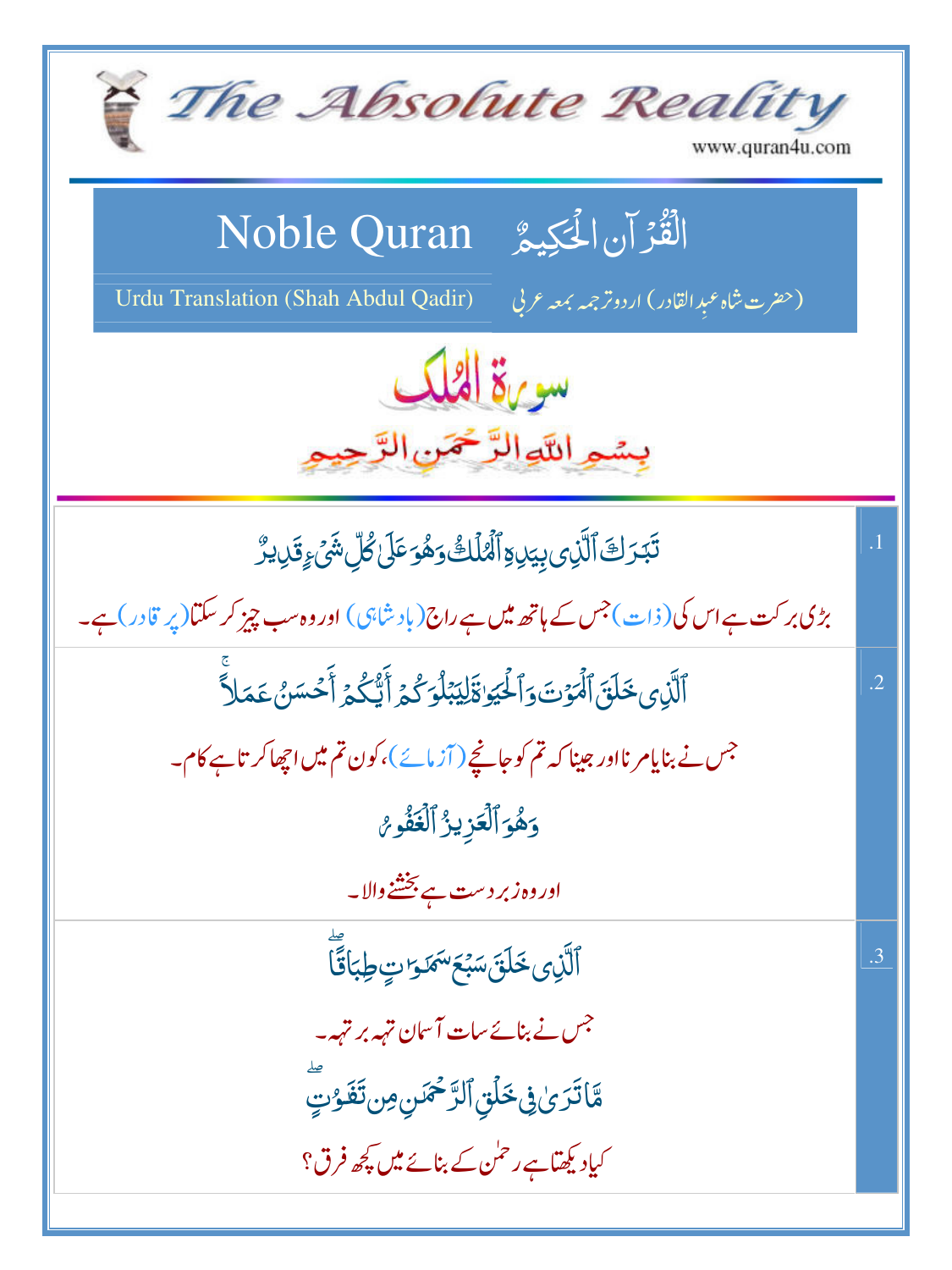# The Absolute Reality

www.quran4u.com

## Noble Quran الْقُرْآنِ الْحَكِيمُ

Urdu Translation (Shah Abdul Qadir) (حضرت شاہ عبد القادر) اردو ترجمہ بمعہ عربی

## سورۃ الملک

بِسْمِ اللّٰہِ الرَّحْمٰنِ الرَّحِیْمِ

| | |
|---|---|
| تَبَٰرَكَ ٱلَّذِى بِيَدِهِ ٱلْمُلْكُ وَهُوَ عَلَىٰ كُلِّ شَىْءٍ قَدِيرٌ<br>بڑی برکت ہے اس کی (ذات) جس کے ہاتھ میں ہے راج (بادشاہی) اور وہ سب چیز کر سکتا (پر قادر) ہے۔ | .1 |
| ٱلَّذِى خَلَقَ ٱلْمَوْتَ وَٱلْحَيَوٰةَ لِيَبْلُوَكُمْ أَيُّكُمْ أَحْسَنُ عَمَلًا ۚ<br>جس نے بنایا مرنا اور جینا کہ تم کو جانچے (آزمائے)، کون تم میں اچھا کرتا ہے کام۔<br>وَهُوَ ٱلْعَزِيزُ ٱلْغَفُورُ<br>اور وہ زبردست ہے بخشنے والا۔ | .2 |
| ٱلَّذِى خَلَقَ سَبْعَ سَمَٰوَٰتٍ طِبَاقًا ۖ<br>جس نے بنائے سات آسمان تہہ بر تہہ۔<br>مَّا تَرَىٰ فِى خَلْقِ ٱلرَّحْمَٰنِ مِن تَفَٰوُتٍ ۖ<br>کیا دیکھتا ہے رحمٰن کے بنائے میں کچھ فرق؟ | .3 |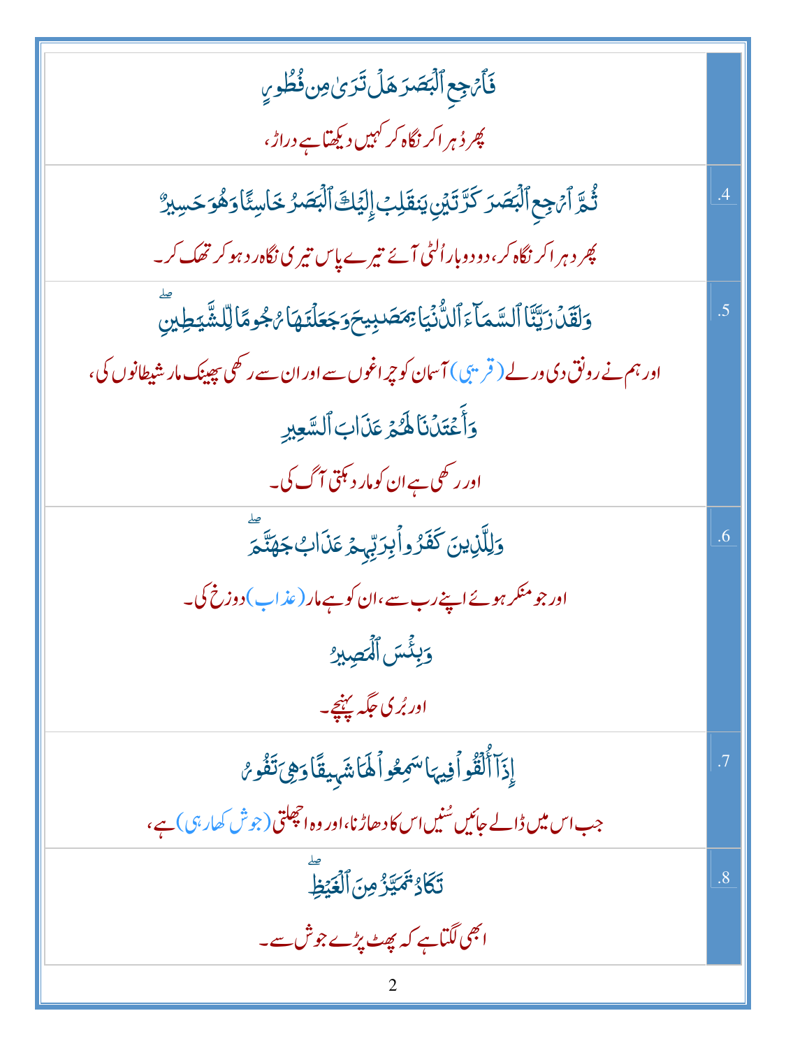| | |
|---|---|
| فَٱرۡجِعِ ٱلۡبَصَرَ هَلۡ تَرَىٰ مِن فُطُورٖ<br>پھر دُہرا کر نگاہ کر کہیں دیکھتا ہے دراڑ، | |
| ثُمَّ ٱرۡجِعِ ٱلۡبَصَرَ كَرَّتَيۡنِ يَنقَلِبۡ إِلَيۡكَ ٱلۡبَصَرُ خَاسِئٗا وَهُوَ حَسِيرٞ<br>پھر دہرا کر نگاہ کر، دو دو بار اُلٹی آئے تیرے پاس تیری نگاہ رد ہو کر تھک کر۔ | .4 |
| وَلَقَدۡ زَيَّنَّا ٱلسَّمَآءَ ٱلدُّنۡيَا بِمَصَٰبِيحَ وَجَعَلۡنَٰهَا رُجُومٗا لِّلشَّيَٰطِينِۖ<br>اور ہم نے رونق دی ورلے (قریبی) آسمان کو چراغوں سے اور ان سے رکھی پھینک مار شیطانوں کی،<br>وَأَعۡتَدۡنَا لَهُمۡ عَذَابَ ٱلسَّعِيرِ<br>اور رکھی ہے ان کو مار دہکتی آگ کی۔ | .5 |
| وَلِلَّذِينَ كَفَرُواْ بِرَبِّهِمۡ عَذَابُ جَهَنَّمَۖ<br>اور جو منکر ہوئے اپنے رب سے، ان کو ہے مار (عذاب) دوزخ کی۔<br>وَبِئۡسَ ٱلۡمَصِيرُ<br>اور بُری جگہ پہنچے۔ | .6 |
| إِذَآ أُلۡقُواْ فِيهَا سَمِعُواْ لَهَا شَهِيقٗا وَهِيَ تَفُورُ<br>جب اس میں ڈالے جائیں سُنیں اس کا دھاڑنا، اور وہ اچھلتی (جوش کھا رہی) ہے، | .7 |
| تَكَادُ تَمَيَّزُ مِنَ ٱلۡغَيۡظِۖ<br>ابھی لگتا ہے کہ پھٹ پڑے جوش سے۔ | .8 |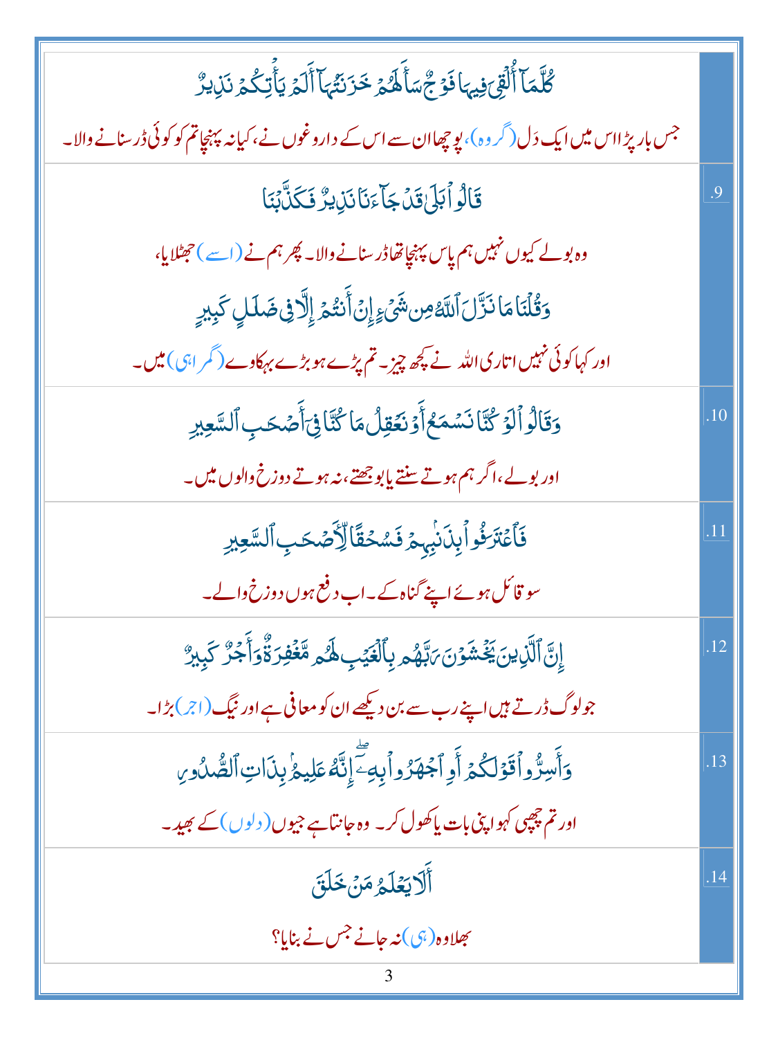| | |
|---|---|
| | كُلَّمَآ أُلۡقِيَ فِيهَا فَوۡجٞ سَأَلَهُمۡ خَزَنَتُهَآ أَلَمۡ يَأۡتِكُمۡ نَذِيرٞ<br><br>جس بار پڑا اس میں ایک دَل (گروہ)، پوچھا ان سے اس کے داروغوں نے، کیا نہ پہنچا تم کو کوئی ڈر سنانے والا۔ |
| .9 | قَالُواْ بَلَىٰ قَدۡ جَآءَنَا نَذِيرٞ فَكَذَّبۡنَا<br><br>وہ بولے کیوں نہیں ہم پاس پہنچا تھا ڈر سنانے والا۔ پھر ہم نے (اسے) جھٹلایا،<br><br>وَقُلۡنَا مَا نَزَّلَ ٱللَّهُ مِن شَيۡءٍ إِنۡ أَنتُمۡ إِلَّا فِي ضَلَٰلٖ كَبِيرٖ<br><br>اور کہا کوئی نہیں اتاری اللہ نے کچھ چیز۔ تم پڑے ہو بڑے بہکاوے (گمراہی) میں۔ |
| .10 | وَقَالُواْ لَوۡ كُنَّا نَسۡمَعُ أَوۡ نَعۡقِلُ مَا كُنَّا فِيٓ أَصۡحَٰبِ ٱلسَّعِيرِ<br><br>اور بولے، اگر ہم ہوتے سنتے یا بوجھتے، نہ ہوتے دوزخ والوں میں۔ |
| .11 | فَٱعۡتَرَفُواْ بِذَنۢبِهِمۡ فَسُحۡقٗا لِّأَصۡحَٰبِ ٱلسَّعِيرِ<br><br>سو قائل ہوئے اپنے گناہ کے۔ اب دفع ہوں دوزخ والے۔ |
| .12 | إِنَّ ٱلَّذِينَ يَخۡشَوۡنَ رَبَّهُم بِٱلۡغَيۡبِ لَهُم مَّغۡفِرَةٞ وَأَجۡرٞ كَبِيرٞ<br><br>جو لوگ ڈرتے ہیں اپنے رب سے بن دیکھے ان کو معافی ہے اور نیگ (اجر) بڑا۔ |
| .13 | وَأَسِرُّواْ قَوۡلَكُمۡ أَوِ ٱجۡهَرُواْ بِهِۦٓۖ إِنَّهُۥ عَلِيمُۢ بِذَاتِ ٱلصُّدُورِ<br><br>اور تم چھپی کہو اپنی بات یا کھول کر۔ وہ جانتا ہے جیوں (دلوں) کے بھید۔ |
| .14 | أَلَا يَعۡلَمُ مَنۡ خَلَقَ<br><br>بھلا وہ (ہی) نہ جانے جس نے بنایا؟ |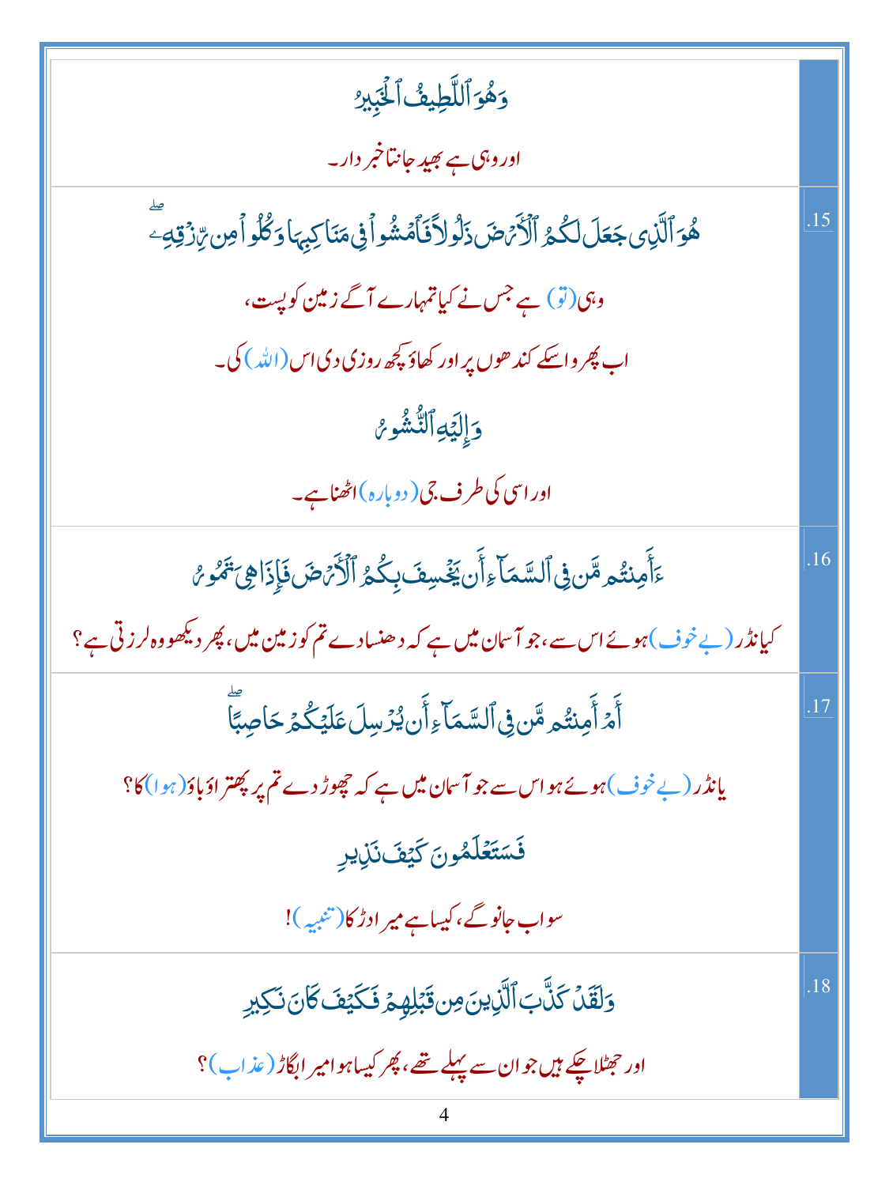| | |
|---|---|
| | وَهُوَ ٱللَّطِيفُ ٱلۡخَبِيرُ<br><br>اور وہی ہے بھید جانتا خبر دار۔ |
| .15 | هُوَ ٱلَّذِي جَعَلَ لَكُمُ ٱلۡأَرۡضَ ذَلُولٗا فَٱمۡشُواْ فِي مَنَاكِبِهَا وَكُلُواْ مِن رِّزۡقِهِۦۖ<br><br>وہی (تو) ہے جس نے کیا تمہارے آگے زمین کو پست،<br><br>اب پھرو اسکے کندھوں پر اور کھاؤ کچھ روزی دی اس (اللہ) کی۔<br><br>وَإِلَيۡهِ ٱلنُّشُورُ<br><br>اور اسی کی طرف جی (دوبارہ) اٹھنا ہے۔ |
| .16 | ءَأَمِنتُم مَّن فِي ٱلسَّمَآءِ أَن يَخۡسِفَ بِكُمُ ٱلۡأَرۡضَ فَإِذَا هِيَ تَمُورُ<br><br>کیا نڈر (بے خوف) ہوئے اس سے، جو آسمان میں ہے کہ دھنسا دے تم کو زمین میں، پھر دیکھو وہ لرزتی ہے؟ |
| .17 | أَمۡ أَمِنتُم مَّن فِي ٱلسَّمَآءِ أَن يُرۡسِلَ عَلَيۡكُمۡ حَاصِبٗاۖ<br><br>یا نڈر (بے خوف) ہوئے ہو اس سے جو آسمان میں ہے کہ چھوڑ دے تم پر پھتراؤ باؤ (ہوا) کا؟<br><br>فَسَتَعۡلَمُونَ كَيۡفَ نَذِيرِ<br><br>سو اب جانو گے، کیسا ہے میرا ڈرکا (تنبیہ)! |
| .18 | وَلَقَدۡ كَذَّبَ ٱلَّذِينَ مِن قَبۡلِهِمۡ فَكَيۡفَ كَانَ نَكِيرِ<br><br>اور جھٹلا چکے ہیں جو ان سے پہلے تھے، پھر کیسا ہوا میرا بگاڑ (عذاب)؟ |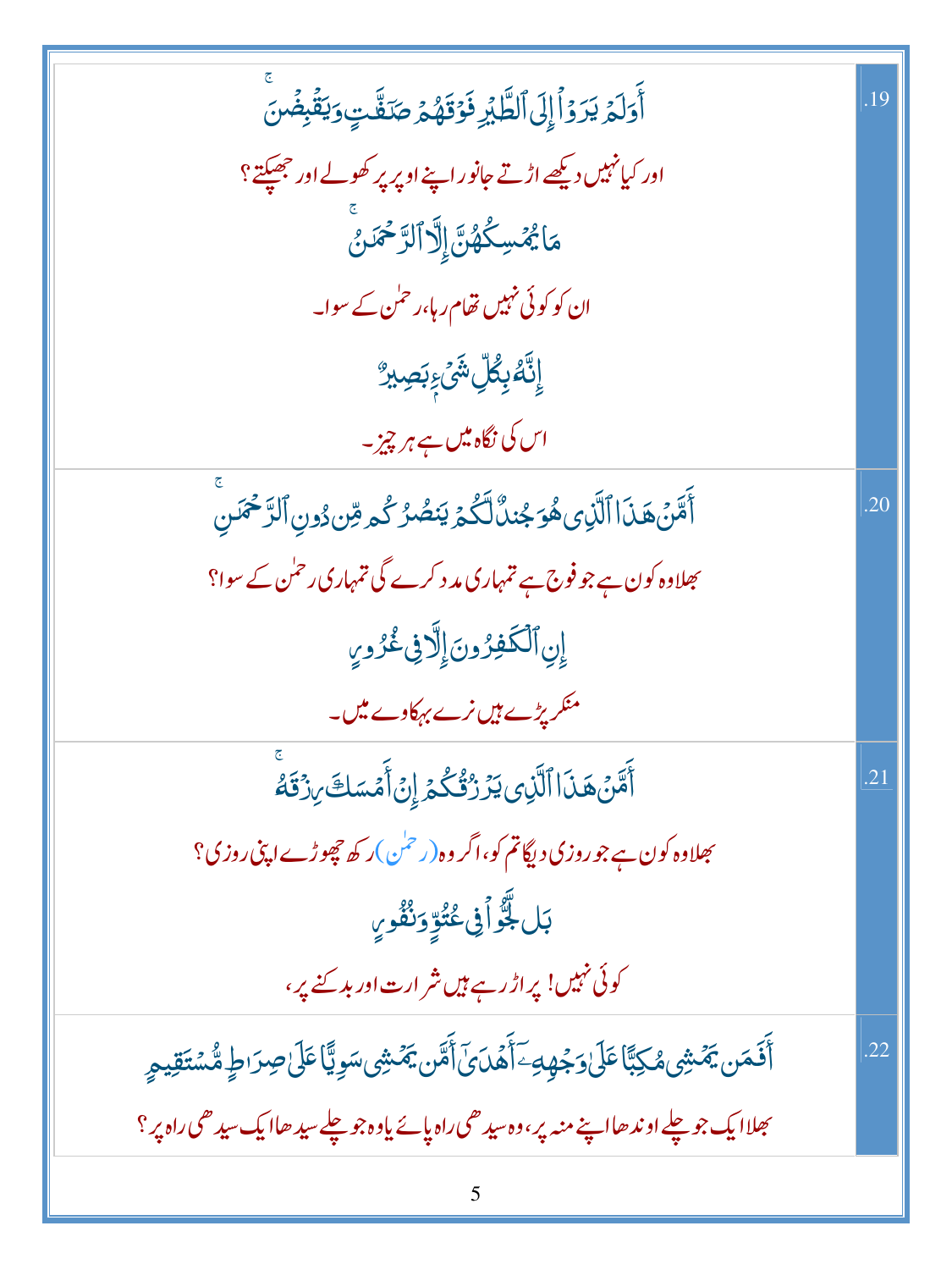| | |
|---|---|
| أَوَلَمْ يَرَوْا۟ إِلَى ٱلطَّيْرِ فَوْقَهُمْ صَٰٓفَّٰتٍۢ وَيَقْبِضْنَ ۚ<br>اور کیا نہیں دیکھے اڑتے جانور اپنے اوپر پر کھولے اور جھپکتے؟<br>مَا يُمْسِكُهُنَّ إِلَّا ٱلرَّحْمَٰنُ ۚ<br>ان کو کوئی نہیں تھام رہا، رحمٰن کے سوا۔<br>إِنَّهُۥ بِكُلِّ شَىْءٍۭ بَصِيرٌ<br>اس کی نگاہ میں ہے ہر چیز۔ | .19 |
| أَمَّنْ هَٰذَا ٱلَّذِى هُوَ جُندٌ لَّكُمْ يَنصُرُكُم مِّن دُونِ ٱلرَّحْمَٰنِ ۚ<br>بھلا وہ کون ہے جو فوج ہے تمہاری مدد کرے گی تمہاری رحمٰن کے سوا؟<br>إِنِ ٱلْكَٰفِرُونَ إِلَّا فِى غُرُورٍ<br>منکر پڑے ہیں نرے بہکاوے میں۔ | .20 |
| أَمَّنْ هَٰذَا ٱلَّذِى يَرْزُقُكُمْ إِنْ أَمْسَكَ رِزْقَهُۥ ۚ<br>بھلا وہ کون ہے جو روزی دیگا تم کو، اگر وہ (رحمٰن) رکھ چھوڑے اپنی روزی؟<br>بَل لَّجُّوا۟ فِى عُتُوٍّۢ وَنُفُورٍ<br>کوئی نہیں! پر اڑ رہے ہیں شرارت اور بدکنے پر، | .21 |
| أَفَمَن يَمْشِى مُكِبًّا عَلَىٰ وَجْهِهِۦٓ أَهْدَىٰٓ أَمَّن يَمْشِى سَوِيًّا عَلَىٰ صِرَٰطٍۢ مُّسْتَقِيمٍۢ<br>بھلا ایک جو چلے اوندھا اپنے منہ پر، وہ سیدھی راہ پائے یا وہ جو چلے سیدھا ایک سیدھی راہ پر؟ | .22 |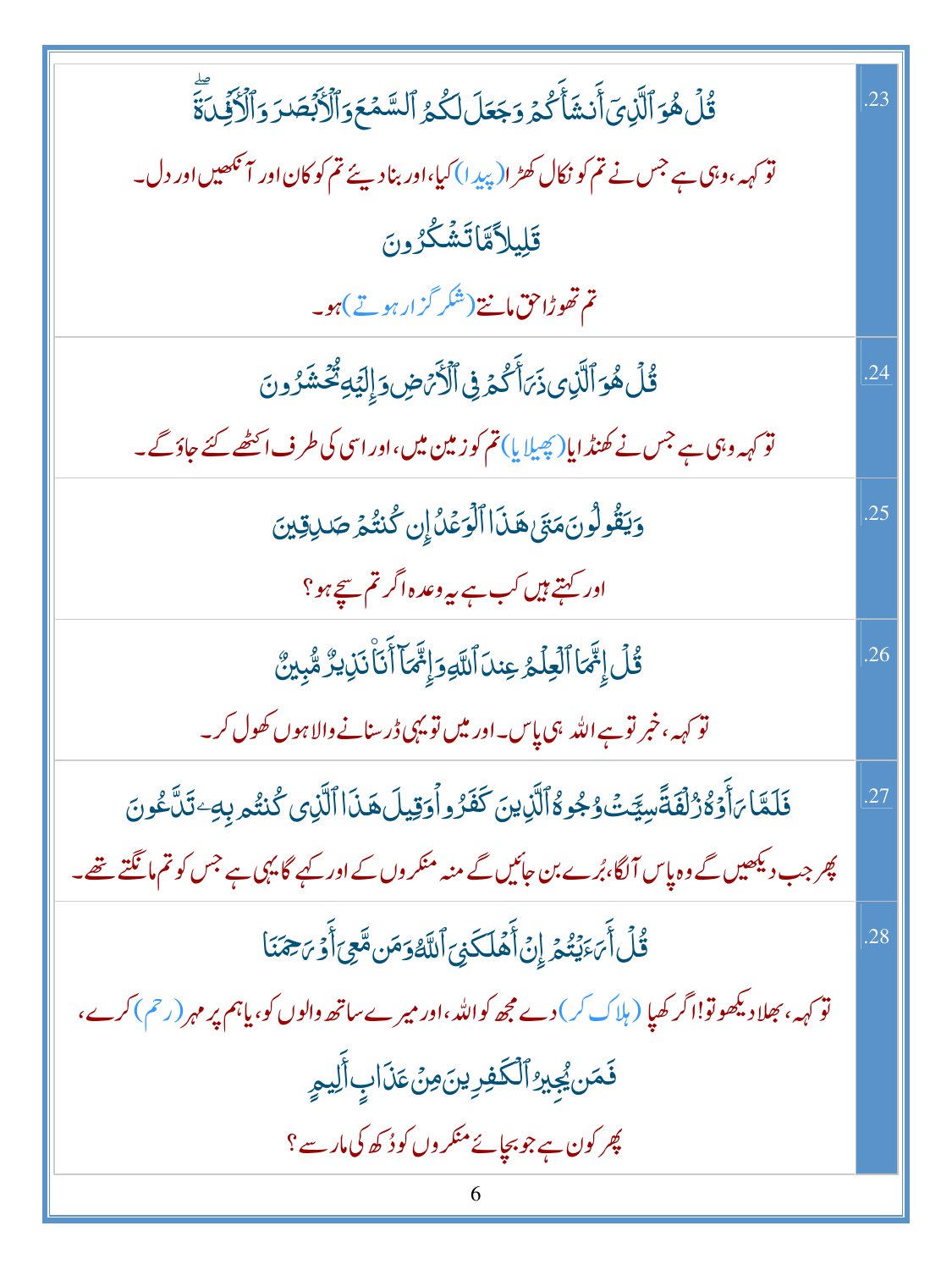| | |
|---|---|
| قُلْ هُوَ ٱلَّذِىٓ أَنشَأَكُمْ وَجَعَلَ لَكُمُ ٱلسَّمْعَ وَٱلْأَبْصَٰرَ وَٱلْأَفْـِٔدَةَ ۖ<br>تو کہہ، وہی ہے جس نے تم کو نکال کھڑا (پیدا) کیا، اور بنا دیئے تم کو کان اور آنکھیں اور دل۔<br>قَلِيلًا مَّا تَشْكُرُونَ<br>تم تھوڑا حق مانتے (شکر گزار ہوتے) ہو۔ | .23 |
| قُلْ هُوَ ٱلَّذِى ذَرَأَكُمْ فِى ٱلْأَرْضِ وَإِلَيْهِ تُحْشَرُونَ<br>تو کہہ وہی ہے جس نے کھنڈایا (پھیلایا) تم کو زمین میں، اور اسی کی طرف اکٹھے کئے جاؤ گے۔ | .24 |
| وَيَقُولُونَ مَتَىٰ هَٰذَا ٱلْوَعْدُ إِن كُنتُمْ صَٰدِقِينَ<br>اور کہتے ہیں کب ہے یہ وعدہ اگر تم سچے ہو؟ | .25 |
| قُلْ إِنَّمَا ٱلْعِلْمُ عِندَ ٱللَّهِ وَإِنَّمَآ أَنَا۠ نَذِيرٌ مُّبِينٌ<br>تو کہہ، خبر تو ہے اللہ ہی پاس۔ اور میں تو یہی ڈر سنانے والا ہوں کھول کر۔ | .26 |
| فَلَمَّا رَأَوْهُ زُلْفَةً سِيٓـَٔتْ وُجُوهُ ٱلَّذِينَ كَفَرُوا۟ وَقِيلَ هَٰذَا ٱلَّذِى كُنتُم بِهِۦ تَدَّعُونَ<br>پھر جب دیکھیں گے وہ پاس آلگا، بُرے بن جائیں گے منہ منکروں کے اور کہے گا یہی ہے جس کو تم مانگتے تھے۔ | .27 |
| قُلْ أَرَءَيْتُمْ إِنْ أَهْلَكَنِىَ ٱللَّهُ وَمَن مَّعِىَ أَوْ رَحِمَنَا<br>تو کہہ، بھلا دیکھو تو! اگر کھپا (ہلاک کر) دے مجھ کو اللہ، اور میرے ساتھ والوں کو، یا ہم پر مہر (رحم) کرے،<br>فَمَن يُجِيرُ ٱلْكَٰفِرِينَ مِنْ عَذَابٍ أَلِيمٍ<br>پھر کون ہے جو بچائے منکروں کو دُکھ کی مار سے؟ | .28 |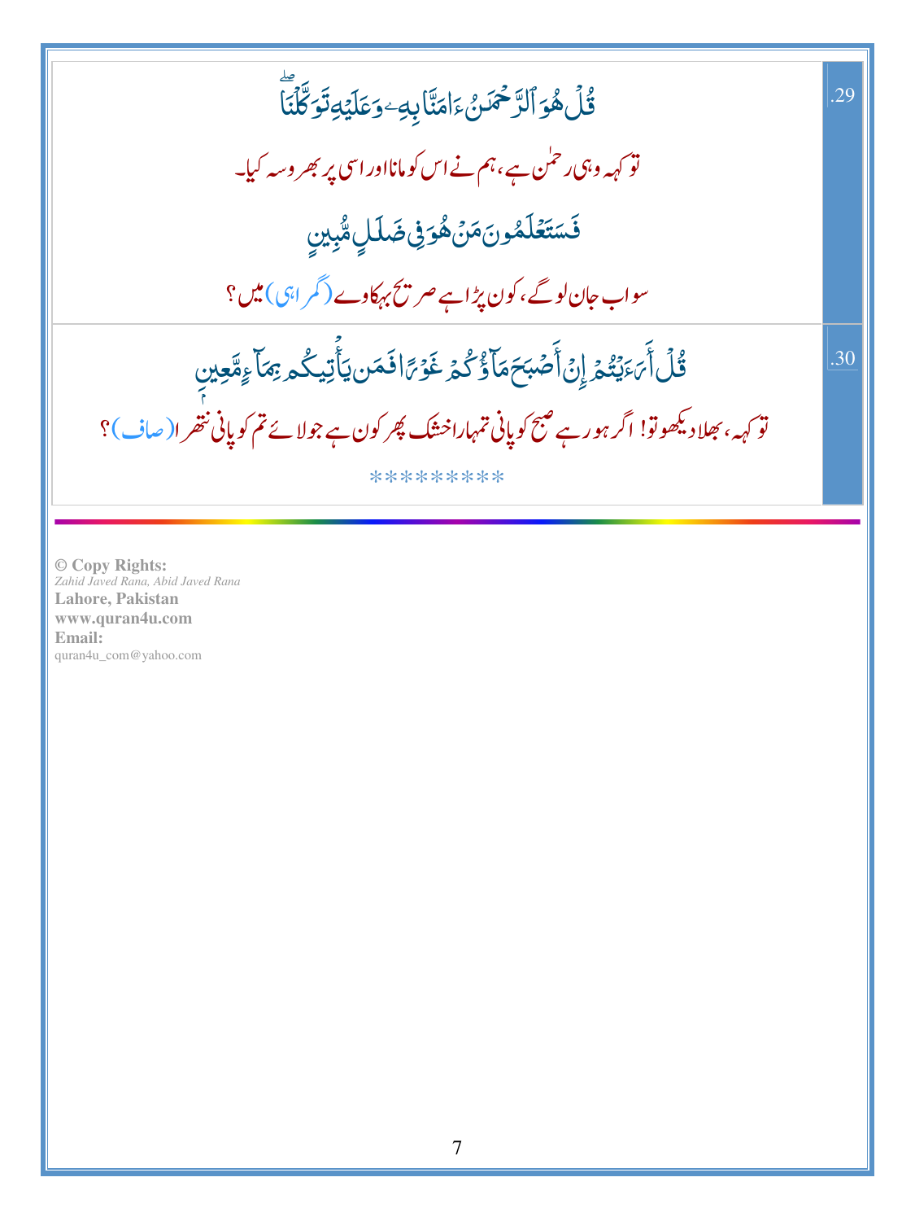| | |
|---|---|
| .29 | قُلۡ هُوَ ٱلرَّحۡمَٰنُ ءَامَنَّا بِهِۦ وَعَلَيۡهِ تَوَكَّلۡنَاۖ<br>تو کہہ وہی رحمٰن ہے، ہم نے اس کو مانا اور اسی پر بھروسہ کیا۔<br>فَسَتَعۡلَمُونَ مَنۡ هُوَ فِي ضَلَٰلٖ مُّبِينٖ<br>سو اب جان لوگے، کون پڑا ہے صریح بہکاوے (گمراہی) میں؟ |
| .30 | قُلۡ أَرَءَيۡتُمۡ إِنۡ أَصۡبَحَ مَآؤُكُمۡ غَوۡرٗا فَمَن يَأۡتِيكُم بِمَآءٖ مَّعِينِۭ<br>تو کہہ، بھلا دیکھو تو! اگر ہو رہے صبح کو پانی تمہارا خشک پھر کون ہے جو لائے تم کو پانی نتھرا (صاف)؟<br>********* |

© Copy Rights:
*Zahid Javed Rana, Abid Javed Rana*
**Lahore, Pakistan**
**www.quran4u.com**
**Email:**
quran4u_com@yahoo.com